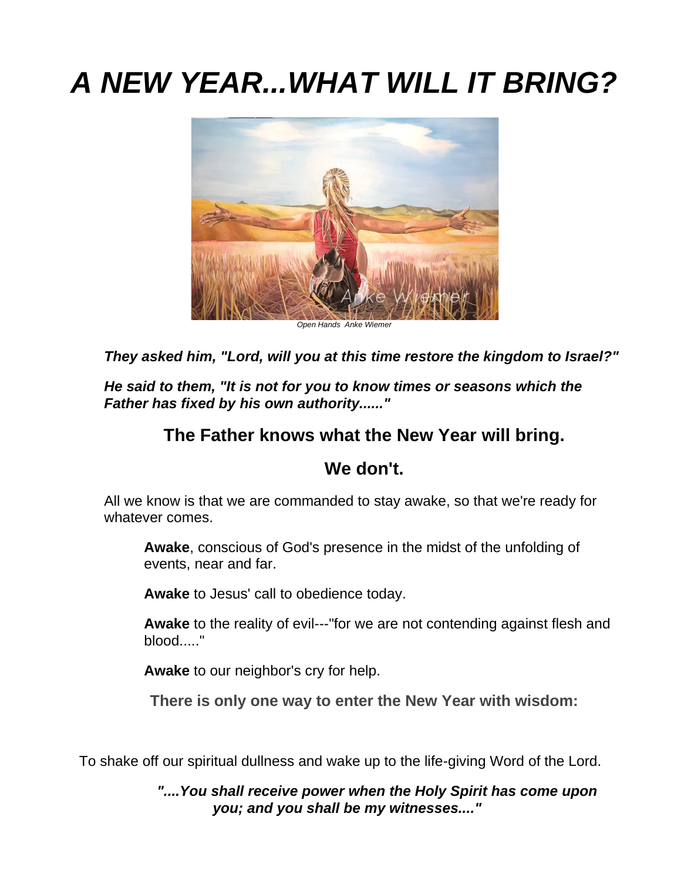# *A NEW YEAR...WHAT WILL IT BRING?*

*Open Hands Anke Wiemer*

***They asked him, "Lord, will you at this time restore the kingdom to Israel?"***

***He said to them, "It is not for you to know times or seasons which the Father has fixed by his own authority......"***

## The Father knows what the New Year will bring.

## We don't.

All we know is that we are commanded to stay awake, so that we're ready for whatever comes.

**Awake**, conscious of God's presence in the midst of the unfolding of events, near and far.

**Awake** to Jesus' call to obedience today.

**Awake** to the reality of evil---"for we are not contending against flesh and blood....."

**Awake** to our neighbor's cry for help.

**There is only one way to enter the New Year with wisdom:**

To shake off our spiritual dullness and wake up to the life-giving Word of the Lord.

***"....You shall receive power when the Holy Spirit has come upon you; and you shall be my witnesses...."***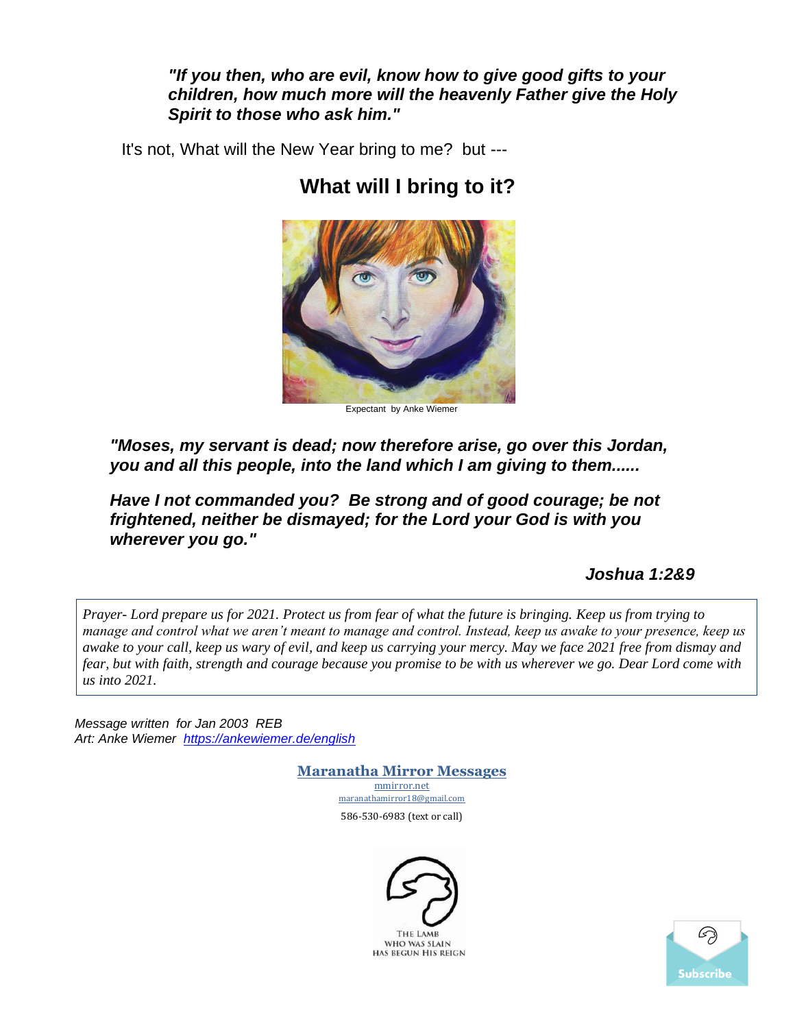***"If you then, who are evil, know how to give good gifts to your children, how much more will the heavenly Father give the Holy Spirit to those who ask him."***

It's not, What will the New Year bring to me? but ---

## What will I bring to it?

Expectant by Anke Wiemer

***"Moses, my servant is dead; now therefore arise, go over this Jordan, you and all this people, into the land which I am giving to them......***

***Have I not commanded you? Be strong and of good courage; be not frightened, neither be dismayed; for the Lord your God is with you wherever you go."***

***Joshua 1:2&9***

*Prayer- Lord prepare us for 2021. Protect us from fear of what the future is bringing. Keep us from trying to manage and control what we aren't meant to manage and control. Instead, keep us awake to your presence, keep us awake to your call, keep us wary of evil, and keep us carrying your mercy. May we face 2021 free from dismay and fear, but with faith, strength and courage because you promise to be with us wherever we go. Dear Lord come with us into 2021.*

*Message written for Jan 2003 REB*
*Art: Anke Wiemer [https://ankewiemer.de/english](https://ankewiemer.de/english)*

**Maranatha Mirror Messages**
mmirror.net
maranathamirror18@gmail.com
586-530-6983 (text or call)

THE LAMB
WHO WAS SLAIN
HAS BEGUN HIS REIGN

Subscribe